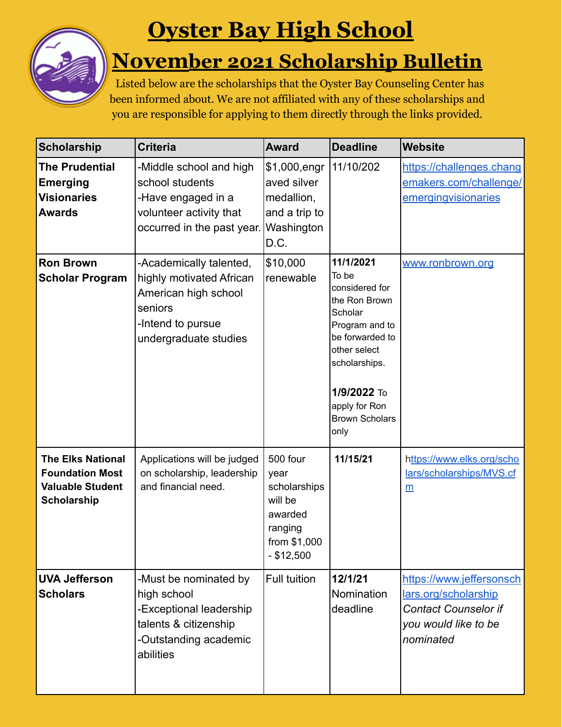# Oyster Bay High School

## November 2021 Scholarship Bulletin

Listed below are the scholarships that the Oyster Bay Counseling Center has been informed about. We are not affiliated with any of these scholarships and you are responsible for applying to them directly through the links provided.

| Scholarship | Criteria | Award | Deadline | Website |
|---|---|---|---|---|
| **The Prudential Emerging Visionaries Awards** | -Middle school and high school students<br>-Have engaged in a volunteer activity that occurred in the past year. | $1,000,engraved silver medallion, and a trip to Washington D.C. | 11/10/202 | https://challenges.changemakers.com/challenge/emergingvisionaries |
| **Ron Brown Scholar Program** | -Academically talented, highly motivated African American high school seniors<br>-Intend to pursue undergraduate studies | $10,000 renewable | **11/1/2021** To be considered for the Ron Brown Scholar Program and to be forwarded to other select scholarships.<br><br>**1/9/2022** To apply for Ron Brown Scholars only | www.ronbrown.org |
| **The Elks National Foundation Most Valuable Student Scholarship** | Applications will be judged on scholarship, leadership and financial need. | 500 four year scholarships will be awarded ranging from $1,000 - $12,500 | **11/15/21** | https://www.elks.org/scholars/scholarships/MVS.cfm |
| **UVA Jefferson Scholars** | -Must be nominated by high school<br>-Exceptional leadership talents & citizenship<br>-Outstanding academic abilities | Full tuition | **12/1/21** Nomination deadline | https://www.jeffersonschlars.org/scholarship<br>*Contact Counselor if you would like to be nominated* |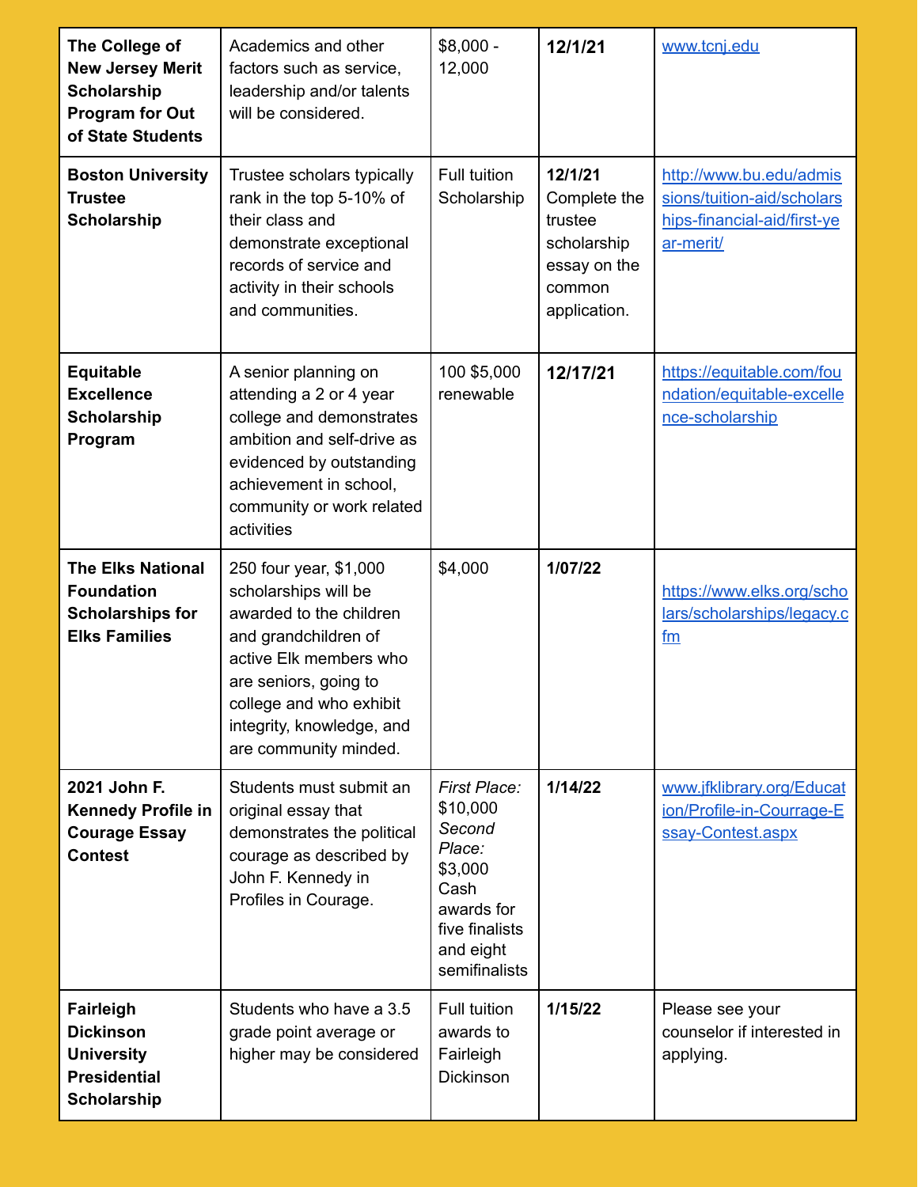| | | | | |
|---|---|---|---|---|
| **The College of New Jersey Merit Scholarship Program for Out of State Students** | Academics and other factors such as service, leadership and/or talents will be considered. | $8,000 - 12,000 | **12/1/21** | [www.tcnj.edu](www.tcnj.edu) |
| **Boston University Trustee Scholarship** | Trustee scholars typically rank in the top 5-10% of their class and demonstrate exceptional records of service and activity in their schools and communities. | Full tuition Scholarship | **12/1/21** Complete the trustee scholarship essay on the common application. | [http://www.bu.edu/admissions/tuition-aid/scholarships-financial-aid/first-year-merit/](http://www.bu.edu/admissions/tuition-aid/scholarships-financial-aid/first-year-merit/) |
| **Equitable Excellence Scholarship Program** | A senior planning on attending a 2 or 4 year college and demonstrates ambition and self-drive as evidenced by outstanding achievement in school, community or work related activities | 100 $5,000 renewable | **12/17/21** | [https://equitable.com/foundation/equitable-excellence-scholarship](https://equitable.com/foundation/equitable-excellence-scholarship) |
| **The Elks National Foundation Scholarships for Elks Families** | 250 four year, $1,000 scholarships will be awarded to the children and grandchildren of active Elk members who are seniors, going to college and who exhibit integrity, knowledge, and are community minded. | $4,000 | **1/07/22** | [https://www.elks.org/scholars/scholarships/legacy.cfm](https://www.elks.org/scholars/scholarships/legacy.cfm) |
| **2021 John F. Kennedy Profile in Courage Essay Contest** | Students must submit an original essay that demonstrates the political courage as described by John F. Kennedy in Profiles in Courage. | *First Place:* $10,000 *Second Place:* $3,000 Cash awards for five finalists and eight semifinalists | **1/14/22** | [www.jfklibrary.org/Education/Profile-in-Courrage-Essay-Contest.aspx](www.jfklibrary.org/Education/Profile-in-Courrage-Essay-Contest.aspx) |
| **Fairleigh Dickinson University Presidential Scholarship** | Students who have a 3.5 grade point average or higher may be considered | Full tuition awards to Fairleigh Dickinson | **1/15/22** | Please see your counselor if interested in applying. |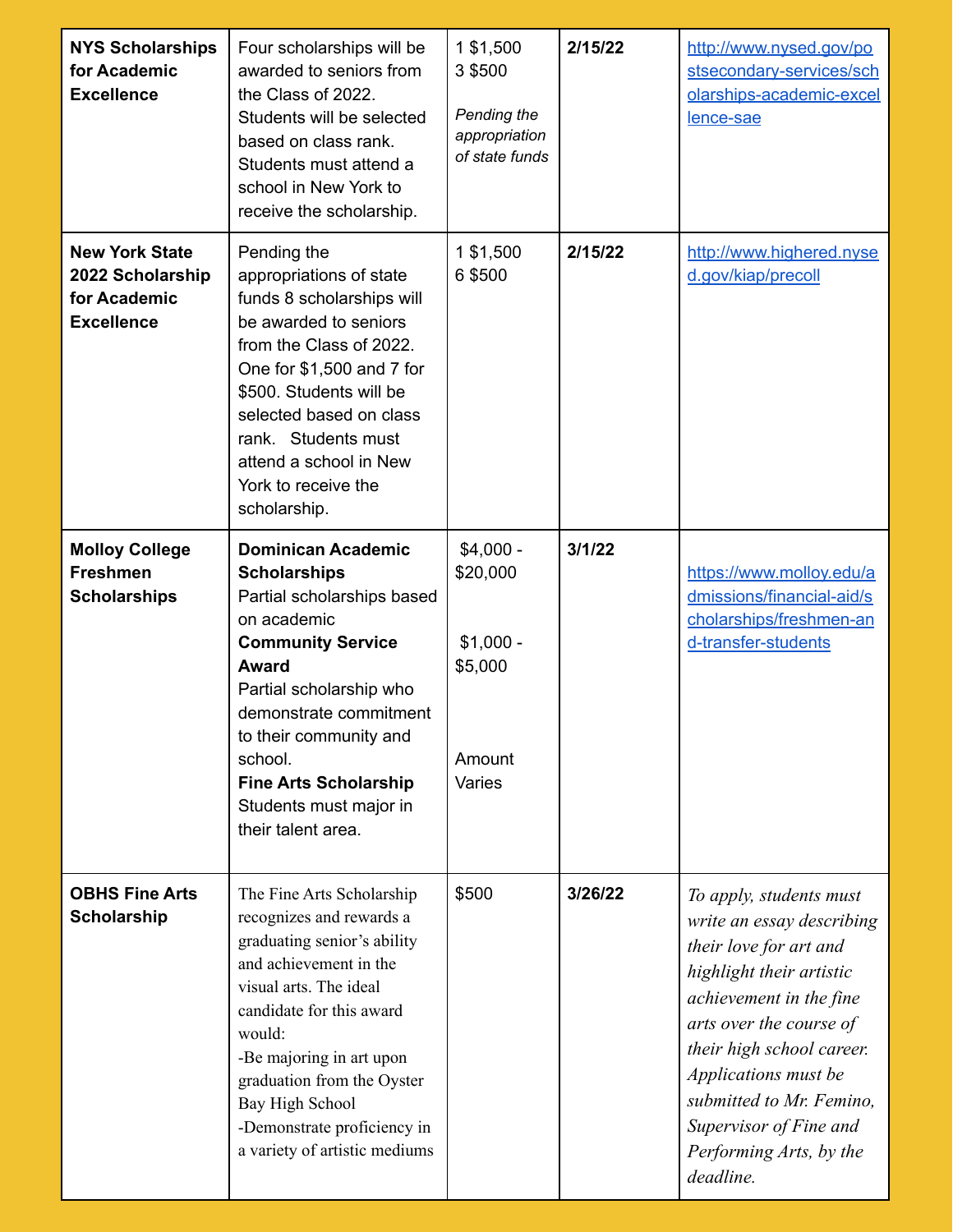| NYS Scholarships for Academic Excellence | Four scholarships will be awarded to seniors from the Class of 2022. Students will be selected based on class rank. Students must attend a school in New York to receive the scholarship. | 1 $1,500<br>3 $500<br><br>*Pending the appropriation of state funds* | 2/15/22 | http://www.nysed.gov/postsecondary-services/scholarships-academic-excellence-sae |
|---|---|---|---|---|
| **New York State 2022 Scholarship for Academic Excellence** | Pending the appropriations of state funds 8 scholarships will be awarded to seniors from the Class of 2022. One for $1,500 and 7 for $500. Students will be selected based on class rank. Students must attend a school in New York to receive the scholarship. | 1 $1,500<br>6 $500 | **2/15/22** | http://www.highered.nysed.gov/kiap/precoll |
| **Molloy College Freshmen Scholarships** | **Dominican Academic Scholarships**<br>Partial scholarships based on academic<br>**Community Service Award**<br>Partial scholarship who demonstrate commitment to their community and school.<br>**Fine Arts Scholarship**<br>Students must major in their talent area. | $4,000 - $20,000<br><br>$1,000 - $5,000<br><br>Amount Varies | **3/1/22** | https://www.molloy.edu/admissions/financial-aid/scholarships/freshmen-and-transfer-students |
| **OBHS Fine Arts Scholarship** | The Fine Arts Scholarship recognizes and rewards a graduating senior's ability and achievement in the visual arts. The ideal candidate for this award would:<br>-Be majoring in art upon graduation from the Oyster Bay High School<br>-Demonstrate proficiency in a variety of artistic mediums | $500 | **3/26/22** | *To apply, students must write an essay describing their love for art and highlight their artistic achievement in the fine arts over the course of their high school career. Applications must be submitted to Mr. Femino, Supervisor of Fine and Performing Arts, by the deadline.* |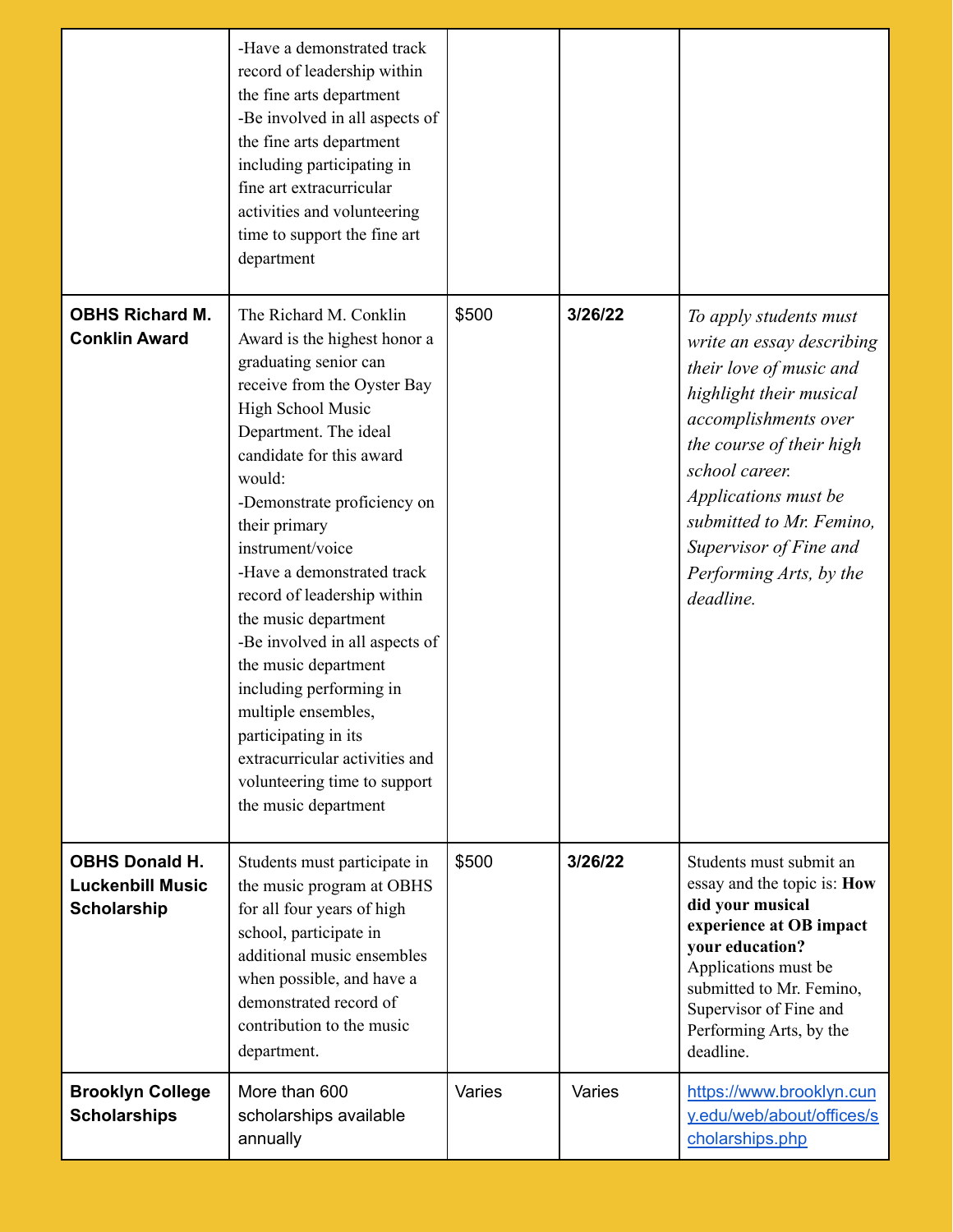| | | | | |
|---|---|---|---|---|
| | -Have a demonstrated track record of leadership within the fine arts department<br>-Be involved in all aspects of the fine arts department including participating in fine art extracurricular activities and volunteering time to support the fine art department | | | |
| **OBHS Richard M. Conklin Award** | The Richard M. Conklin Award is the highest honor a graduating senior can receive from the Oyster Bay High School Music Department. The ideal candidate for this award would:<br>-Demonstrate proficiency on their primary instrument/voice<br>-Have a demonstrated track record of leadership within the music department<br>-Be involved in all aspects of the music department including performing in multiple ensembles, participating in its extracurricular activities and volunteering time to support the music department | $500 | **3/26/22** | *To apply students must write an essay describing their love of music and highlight their musical accomplishments over the course of their high school career. Applications must be submitted to Mr. Femino, Supervisor of Fine and Performing Arts, by the deadline.* |
| **OBHS Donald H. Luckenbill Music Scholarship** | Students must participate in the music program at OBHS for all four years of high school, participate in additional music ensembles when possible, and have a demonstrated record of contribution to the music department. | $500 | **3/26/22** | Students must submit an essay and the topic is: **How did your musical experience at OB impact your education?** Applications must be submitted to Mr. Femino, Supervisor of Fine and Performing Arts, by the deadline. |
| **Brooklyn College Scholarships** | More than 600 scholarships available annually | Varies | Varies | https://www.brooklyn.cuny.edu/web/about/offices/scholarships.php |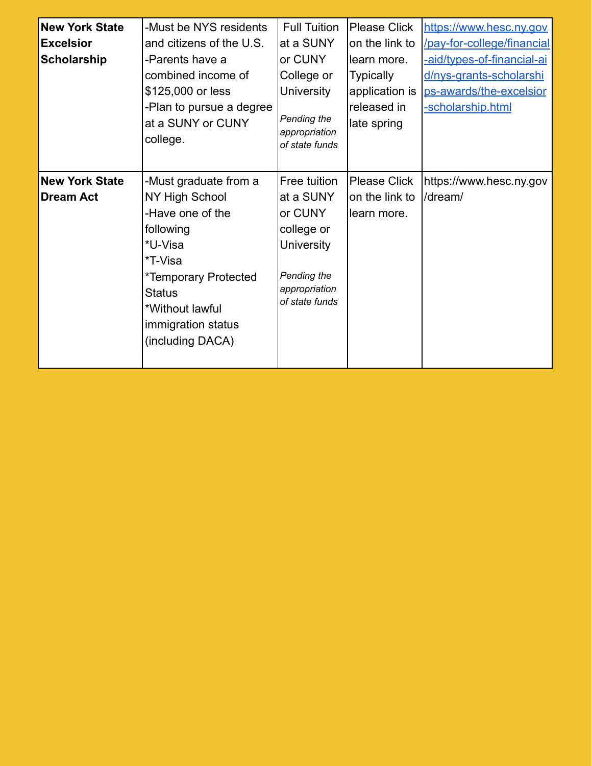| | | | | |
|---|---|---|---|---|
| **New York State Excelsior Scholarship** | -Must be NYS residents and citizens of the U.S.<br>-Parents have a combined income of $125,000 or less<br>-Plan to pursue a degree at a SUNY or CUNY college. | Full Tuition at a SUNY or CUNY College or University<br><br>*Pending the appropriation of state funds* | Please Click on the link to learn more. Typically application is released in late spring | [https://www.hesc.ny.gov/pay-for-college/financial-aid/types-of-financial-aid/nys-grants-scholarships-awards/the-excelsior-scholarship.html](https://www.hesc.ny.gov/pay-for-college/financial-aid/types-of-financial-aid/nys-grants-scholarships-awards/the-excelsior-scholarship.html) |
| **New York State Dream Act** | -Must graduate from a NY High School<br>-Have one of the following<br>*U-Visa<br>*T-Visa<br>*Temporary Protected Status<br>*Without lawful immigration status (including DACA) | Free tuition at a SUNY or CUNY college or University<br><br>*Pending the appropriation of state funds* | Please Click on the link to learn more. | https://www.hesc.ny.gov/dream/ |